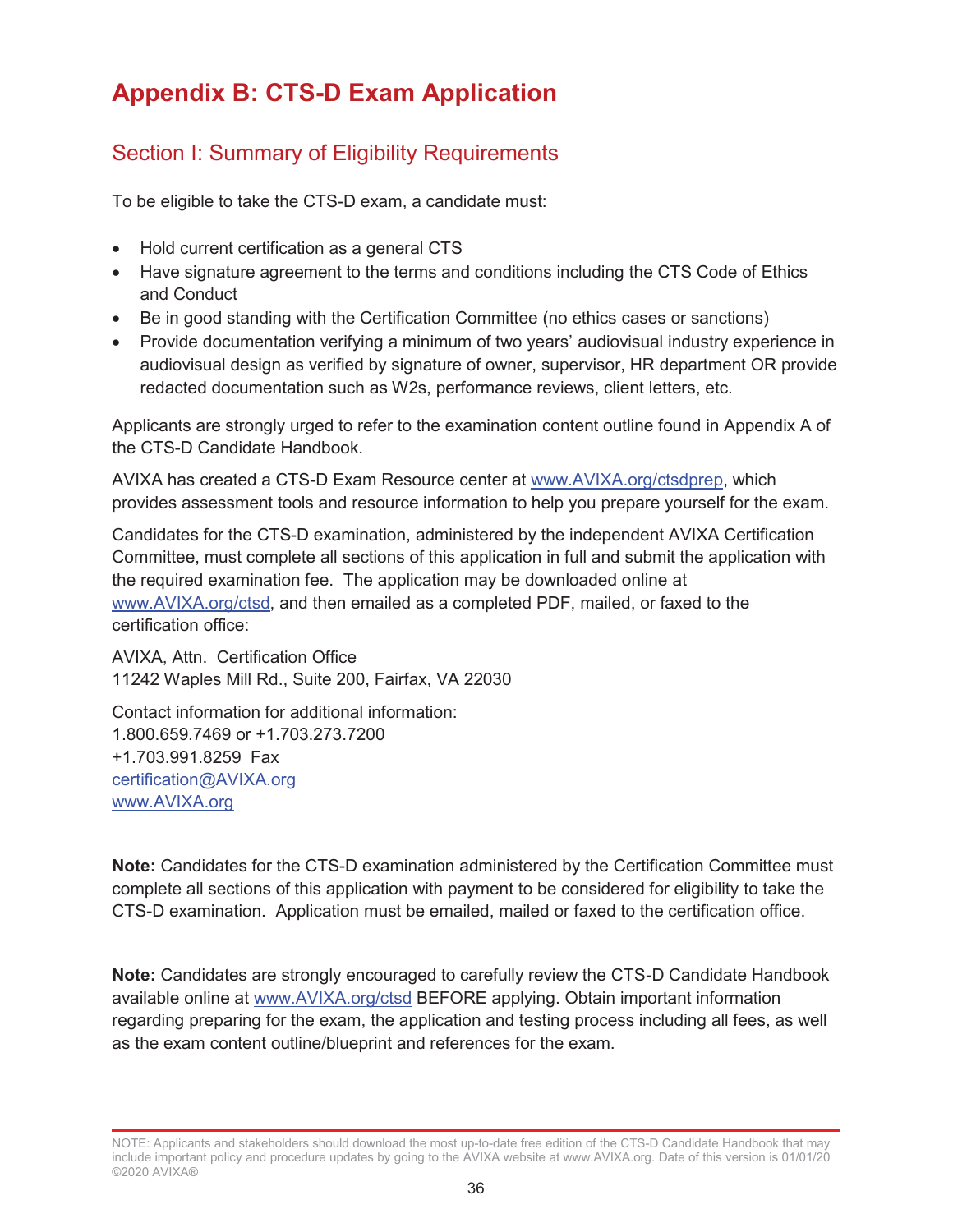# Appendix B: CTS-D Exam Application

## Section I: Summary of Eligibility Requirements

To be eligible to take the CTS-D exam, a candidate must:

- Hold current certification as a general CTS
- Have signature agreement to the terms and conditions including the CTS Code of Ethics and Conduct
- Be in good standing with the Certification Committee (no ethics cases or sanctions)
- Provide documentation verifying a minimum of two years' audiovisual industry experience in audiovisual design as verified by signature of owner, supervisor, HR department OR provide redacted documentation such as W2s, performance reviews, client letters, etc.

Applicants are strongly urged to refer to the examination content outline found in Appendix A of the CTS-D Candidate Handbook.

AVIXA has created a CTS-D Exam Resource center at www.AVIXA.org/ctsdprep, which provides assessment tools and resource information to help you prepare yourself for the exam.

Candidates for the CTS-D examination, administered by the independent AVIXA Certification Committee, must complete all sections of this application in full and submit the application with the required examination fee. The application may be downloaded online at www.AVIXA.org/ctsd, and then emailed as a completed PDF, mailed, or faxed to the certification office:

AVIXA, Attn. Certification Office
11242 Waples Mill Rd., Suite 200, Fairfax, VA 22030

Contact information for additional information:
1.800.659.7469 or +1.703.273.7200
+1.703.991.8259 Fax
certification@AVIXA.org
www.AVIXA.org

**Note:** Candidates for the CTS-D examination administered by the Certification Committee must complete all sections of this application with payment to be considered for eligibility to take the CTS-D examination. Application must be emailed, mailed or faxed to the certification office.

**Note:** Candidates are strongly encouraged to carefully review the CTS-D Candidate Handbook available online at www.AVIXA.org/ctsd BEFORE applying. Obtain important information regarding preparing for the exam, the application and testing process including all fees, as well as the exam content outline/blueprint and references for the exam.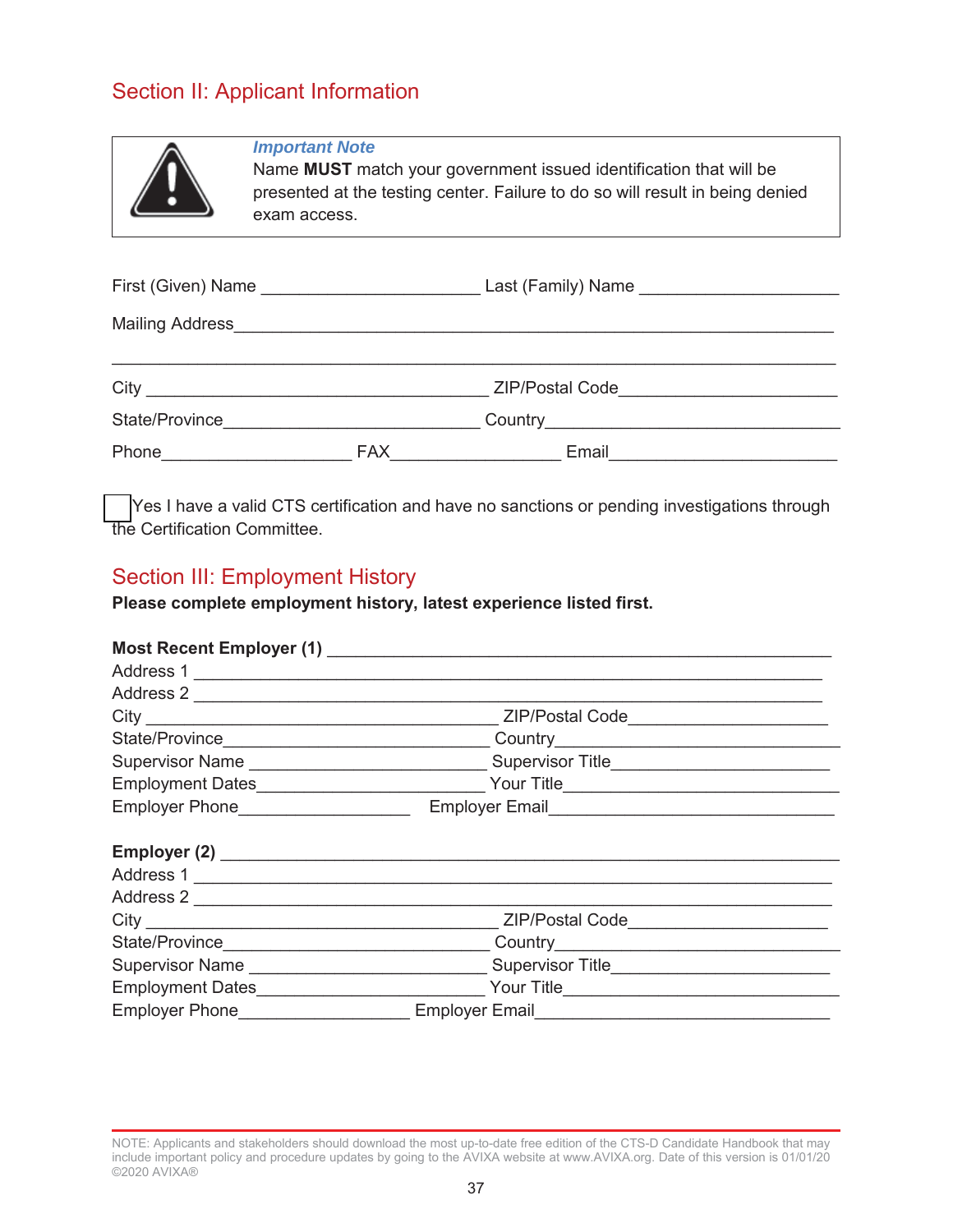## Section II: Applicant Information

> ***Important Note***
> Name **MUST** match your government issued identification that will be presented at the testing center. Failure to do so will result in being denied exam access.

First (Given) Name ______________________ Last (Family) Name ____________________

Mailing Address____________________________________________________________

__________________________________________________________________________

City __________________________________ ZIP/Postal Code______________________

State/Province__________________________ Country______________________________

Phone___________________ FAX_________________ Email______________________

☐ Yes I have a valid CTS certification and have no sanctions or pending investigations through the Certification Committee.

## Section III: Employment History

**Please complete employment history, latest experience listed first.**

**Most Recent Employer (1)** ___________________________________________________
Address 1 ________________________________________________________________
Address 2 ________________________________________________________________
City __________________________________ ZIP/Postal Code____________________
State/Province__________________________ Country____________________________
Supervisor Name ________________________ Supervisor Title______________________
Employment Dates________________________ Your Title__________________________
Employer Phone_________________ Employer Email___________________________

**Employer (2)** ____________________________________________________________
Address 1 ________________________________________________________________
Address 2 ________________________________________________________________
City __________________________________ ZIP/Postal Code____________________
State/Province__________________________ Country____________________________
Supervisor Name ________________________ Supervisor Title______________________
Employment Dates________________________ Your Title__________________________
Employer Phone_________________ Employer Email___________________________

NOTE: Applicants and stakeholders should download the most up-to-date free edition of the CTS-D Candidate Handbook that may include important policy and procedure updates by going to the AVIXA website at www.AVIXA.org. Date of this version is 01/01/20
©2020 AVIXA®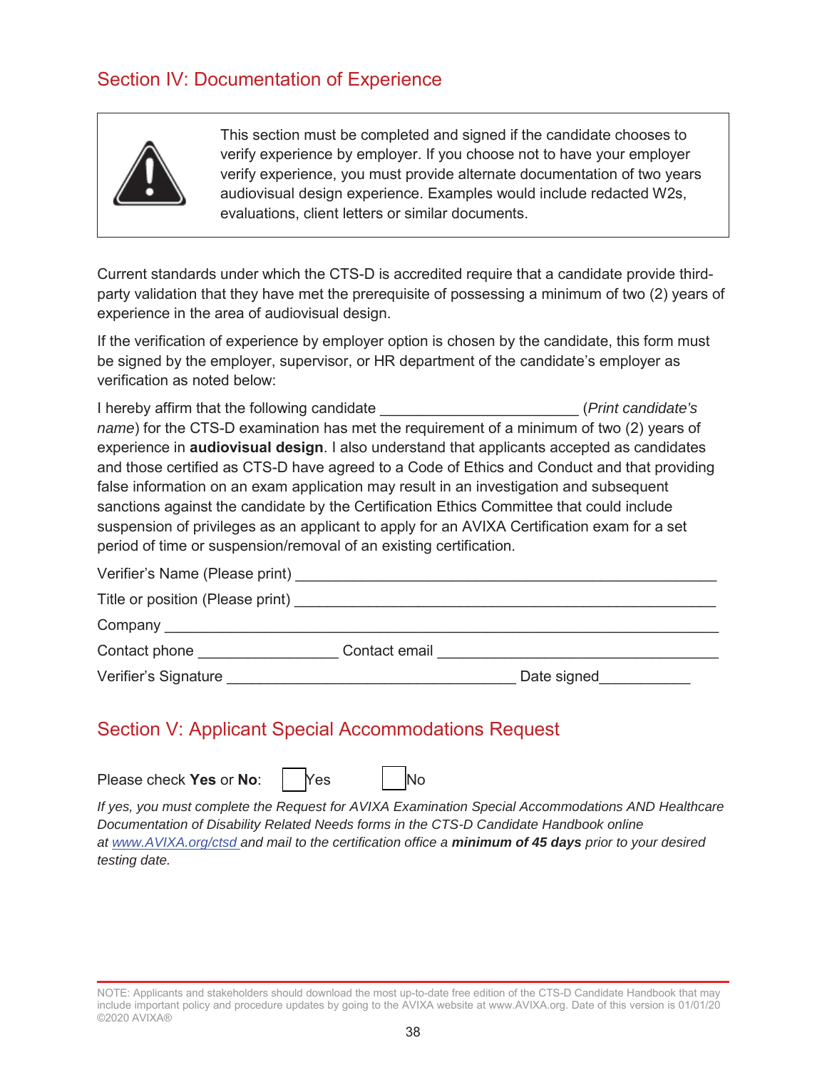## Section IV: Documentation of Experience

> This section must be completed and signed if the candidate chooses to verify experience by employer. If you choose not to have your employer verify experience, you must provide alternate documentation of two years audiovisual design experience. Examples would include redacted W2s, evaluations, client letters or similar documents.

Current standards under which the CTS-D is accredited require that a candidate provide third-party validation that they have met the prerequisite of possessing a minimum of two (2) years of experience in the area of audiovisual design.

If the verification of experience by employer option is chosen by the candidate, this form must be signed by the employer, supervisor, or HR department of the candidate's employer as verification as noted below:

I hereby affirm that the following candidate _______________________ (*Print candidate's name*) for the CTS-D examination has met the requirement of a minimum of two (2) years of experience in **audiovisual design**. I also understand that applicants accepted as candidates and those certified as CTS-D have agreed to a Code of Ethics and Conduct and that providing false information on an exam application may result in an investigation and subsequent sanctions against the candidate by the Certification Ethics Committee that could include suspension of privileges as an applicant to apply for an AVIXA Certification exam for a set period of time or suspension/removal of an existing certification.

Verifier's Name (Please print) _________________________________________________

Title or position (Please print) _________________________________________________

Company ____________________________________________________________________

Contact phone ________________ Contact email _________________________________

Verifier's Signature __________________________________ Date signed___________

## Section V: Applicant Special Accommodations Request

Please check **Yes** or **No**: ☐ Yes ☐ No

*If yes, you must complete the Request for AVIXA Examination Special Accommodations AND Healthcare Documentation of Disability Related Needs forms in the CTS-D Candidate Handbook online at [www.AVIXA.org/ctsd](www.AVIXA.org/ctsd) and mail to the certification office a **minimum of 45 days** prior to your desired testing date.*

NOTE: Applicants and stakeholders should download the most up-to-date free edition of the CTS-D Candidate Handbook that may include important policy and procedure updates by going to the AVIXA website at www.AVIXA.org. Date of this version is 01/01/20 ©2020 AVIXA®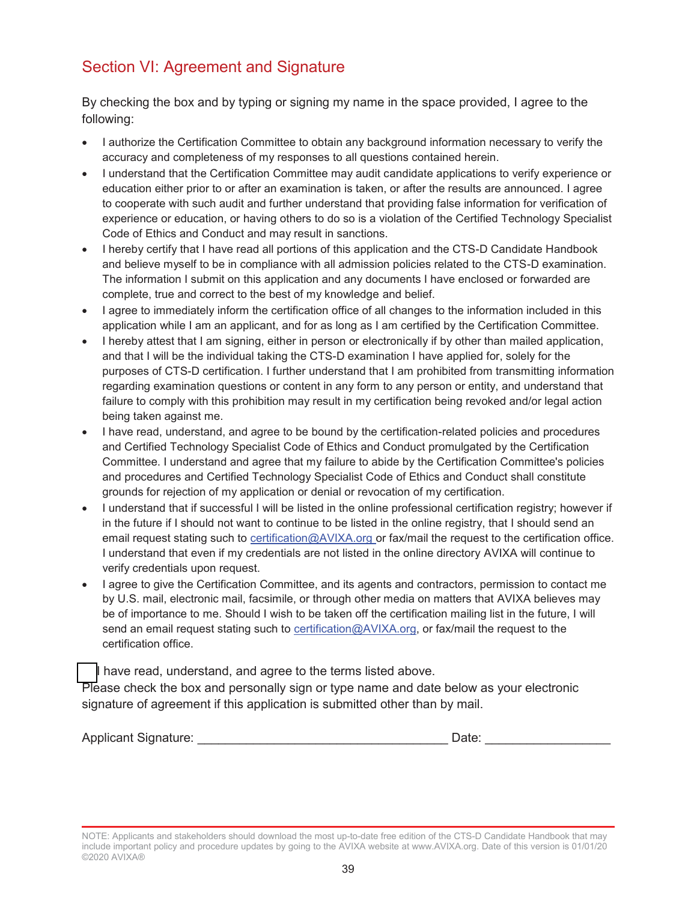## Section VI: Agreement and Signature

By checking the box and by typing or signing my name in the space provided, I agree to the following:

- I authorize the Certification Committee to obtain any background information necessary to verify the accuracy and completeness of my responses to all questions contained herein.
- I understand that the Certification Committee may audit candidate applications to verify experience or education either prior to or after an examination is taken, or after the results are announced. I agree to cooperate with such audit and further understand that providing false information for verification of experience or education, or having others to do so is a violation of the Certified Technology Specialist Code of Ethics and Conduct and may result in sanctions.
- I hereby certify that I have read all portions of this application and the CTS-D Candidate Handbook and believe myself to be in compliance with all admission policies related to the CTS-D examination. The information I submit on this application and any documents I have enclosed or forwarded are complete, true and correct to the best of my knowledge and belief.
- I agree to immediately inform the certification office of all changes to the information included in this application while I am an applicant, and for as long as I am certified by the Certification Committee.
- I hereby attest that I am signing, either in person or electronically if by other than mailed application, and that I will be the individual taking the CTS-D examination I have applied for, solely for the purposes of CTS-D certification. I further understand that I am prohibited from transmitting information regarding examination questions or content in any form to any person or entity, and understand that failure to comply with this prohibition may result in my certification being revoked and/or legal action being taken against me.
- I have read, understand, and agree to be bound by the certification-related policies and procedures and Certified Technology Specialist Code of Ethics and Conduct promulgated by the Certification Committee. I understand and agree that my failure to abide by the Certification Committee's policies and procedures and Certified Technology Specialist Code of Ethics and Conduct shall constitute grounds for rejection of my application or denial or revocation of my certification.
- I understand that if successful I will be listed in the online professional certification registry; however if in the future if I should not want to continue to be listed in the online registry, that I should send an email request stating such to certification@AVIXA.org or fax/mail the request to the certification office. I understand that even if my credentials are not listed in the online directory AVIXA will continue to verify credentials upon request.
- I agree to give the Certification Committee, and its agents and contractors, permission to contact me by U.S. mail, electronic mail, facsimile, or through other media on matters that AVIXA believes may be of importance to me. Should I wish to be taken off the certification mailing list in the future, I will send an email request stating such to certification@AVIXA.org, or fax/mail the request to the certification office.

☐ I have read, understand, and agree to the terms listed above.
Please check the box and personally sign or type name and date below as your electronic signature of agreement if this application is submitted other than by mail.

Applicant Signature: ___________________________________ Date: _________________

NOTE: Applicants and stakeholders should download the most up-to-date free edition of the CTS-D Candidate Handbook that may include important policy and procedure updates by going to the AVIXA website at www.AVIXA.org. Date of this version is 01/01/20
©2020 AVIXA®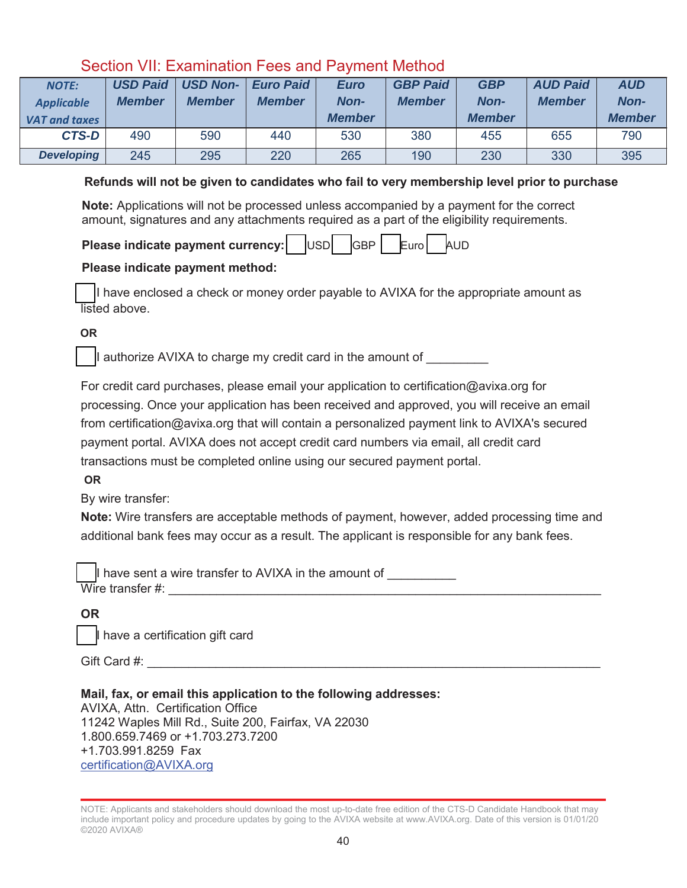## Section VII: Examination Fees and Payment Method

| NOTE: Applicable VAT and taxes | USD Paid Member | USD Non-Member | Euro Paid Member | Euro Non-Member | GBP Paid Member | GBP Non-Member | AUD Paid Member | AUD Non-Member |
|---|---|---|---|---|---|---|---|---|
| CTS-D | 490 | 590 | 440 | 530 | 380 | 455 | 655 | 790 |
| Developing | 245 | 295 | 220 | 265 | 190 | 230 | 330 | 395 |

**Refunds will not be given to candidates who fail to very membership level prior to purchase**

**Note:** Applications will not be processed unless accompanied by a payment for the correct amount, signatures and any attachments required as a part of the eligibility requirements.

**Please indicate payment currency:** ☐ USD ☐ GBP ☐ Euro ☐ AUD

**Please indicate payment method:**

☐ I have enclosed a check or money order payable to AVIXA for the appropriate amount as listed above.

**OR**

☐ I authorize AVIXA to charge my credit card in the amount of _________

For credit card purchases, please email your application to certification@avixa.org for processing. Once your application has been received and approved, you will receive an email from certification@avixa.org that will contain a personalized payment link to AVIXA's secured payment portal. AVIXA does not accept credit card numbers via email, all credit card transactions must be completed online using our secured payment portal.

**OR**

By wire transfer:

**Note:** Wire transfers are acceptable methods of payment, however, added processing time and additional bank fees may occur as a result. The applicant is responsible for any bank fees.

☐ I have sent a wire transfer to AVIXA in the amount of __________

Wire transfer #: ________________________________________________________________

**OR**

☐ I have a certification gift card

Gift Card #: __________________________________________________________________

**Mail, fax, or email this application to the following addresses:**

AVIXA, Attn. Certification Office
11242 Waples Mill Rd., Suite 200, Fairfax, VA 22030
1.800.659.7469 or +1.703.273.7200
+1.703.991.8259 Fax
certification@AVIXA.org

NOTE: Applicants and stakeholders should download the most up-to-date free edition of the CTS-D Candidate Handbook that may include important policy and procedure updates by going to the AVIXA website at www.AVIXA.org. Date of this version is 01/01/20
©2020 AVIXA®